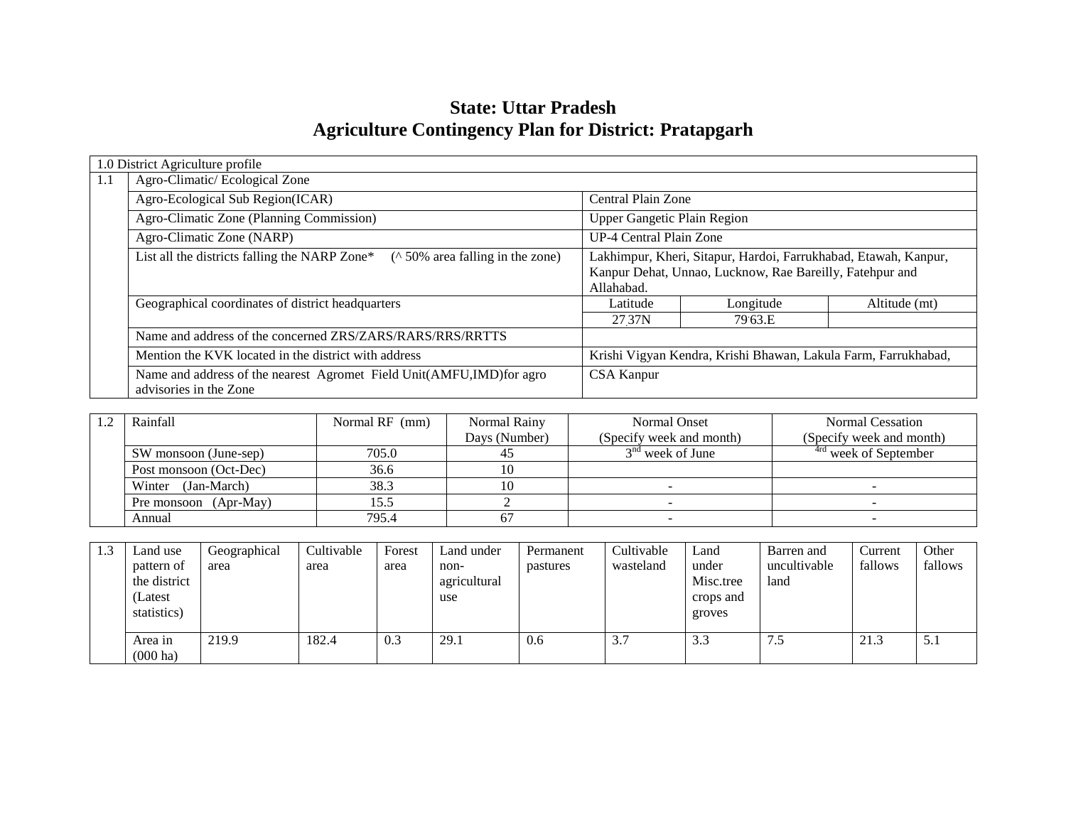# State: Uttar Pradesh
# Agriculture Contingency Plan for District: Pratapgarh

| 1.0 District Agriculture profile | | | | |
|---|---|---|---|---|
| 1.1 | Agro-Climatic/ Ecological Zone | | | |
| | Agro-Ecological Sub Region(ICAR) | Central Plain Zone | | |
| | Agro-Climatic Zone (Planning Commission) | Upper Gangetic Plain Region | | |
| | Agro-Climatic Zone (NARP) | UP-4 Central Plain Zone | | |
| | List all the districts falling the NARP Zone* (^ 50% area falling in the zone) | Lakhimpur, Kheri, Sitapur, Hardoi, Farrukhabad, Etawah, Kanpur, Kanpur Dehat, Unnao, Lucknow, Rae Bareilly, Fatehpur and Allahabad. | | |
| | Geographical coordinates of district headquarters | Latitude | Longitude | Altitude (mt) |
| | | 27.37N | 79.63.E | |
| | Name and address of the concerned ZRS/ZARS/RARS/RRS/RRTTS | | | |
| | Mention the KVK located in the district with address | Krishi Vigyan Kendra, Krishi Bhawan, Lakula Farm, Farrukhabad, | | |
| | Name and address of the nearest Agromet Field Unit(AMFU,IMD)for agro advisories in the Zone | CSA Kanpur | | |

| 1.2 | Rainfall | Normal RF (mm) | Normal Rainy Days (Number) | Normal Onset (Specify week and month) | Normal Cessation (Specify week and month) |
|---|---|---|---|---|---|
| | SW monsoon (June-sep) | 705.0 | 45 | 3rd week of June | 4rd week of September |
| | Post monsoon (Oct-Dec) | 36.6 | 10 | | |
| | Winter (Jan-March) | 38.3 | 10 | - | - |
| | Pre monsoon (Apr-May) | 15.5 | 2 | - | - |
| | Annual | 795.4 | 67 | - | - |

| 1.3 | Land use pattern of the district (Latest statistics) | Geographical area | Cultivable area | Forest area | Land under non-agricultural use | Permanent pastures | Cultivable wasteland | Land under Misc.tree crops and groves | Barren and uncultivable land | Current fallows | Other fallows |
|---|---|---|---|---|---|---|---|---|---|---|---|
| | Area in (000 ha) | 219.9 | 182.4 | 0.3 | 29.1 | 0.6 | 3.7 | 3.3 | 7.5 | 21.3 | 5.1 |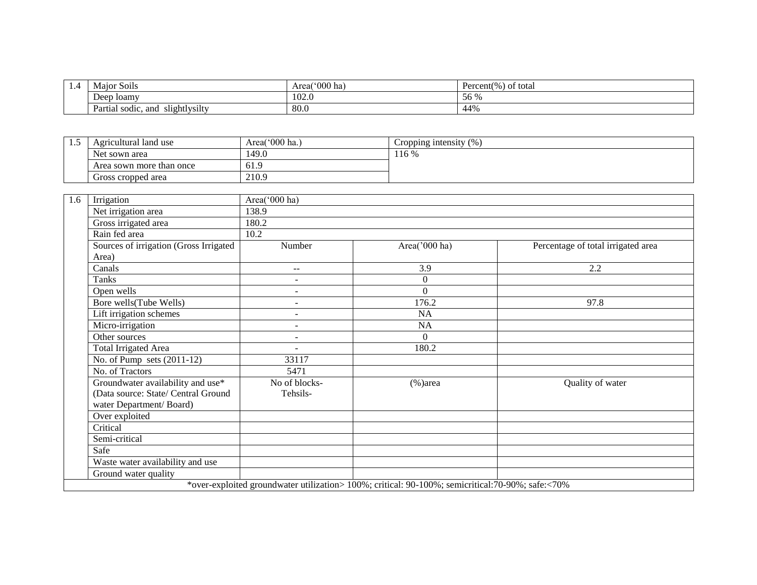| 1.4 | Major Soils | Area('000 ha) | Percent(%) of total |
|---|---|---|---|
| | Deep loamy | 102.0 | 56 % |
| | Partial sodic, and slightlysilty | 80.0 | 44% |

| 1.5 | Agricultural land use | Area('000 ha.) | Cropping intensity (%) |
|---|---|---|---|
| | Net sown area | 149.0 | 116 % |
| | Area sown more than once | 61.9 | |
| | Gross cropped area | 210.9 | |

| 1.6 | Irrigation | Area('000 ha) | | |
|---|---|---|---|---|
| | Net irrigation area | 138.9 | | |
| | Gross irrigated area | 180.2 | | |
| | Rain fed area | 10.2 | | |
| | Sources of irrigation (Gross Irrigated Area) | Number | Area('000 ha) | Percentage of total irrigated area |
| | Canals | -- | 3.9 | 2.2 |
| | Tanks | - | 0 | |
| | Open wells | - | 0 | |
| | Bore wells(Tube Wells) | - | 176.2 | 97.8 |
| | Lift irrigation schemes | - | NA | |
| | Micro-irrigation | - | NA | |
| | Other sources | - | 0 | |
| | Total Irrigated Area | - | 180.2 | |
| | No. of Pump sets (2011-12) | 33117 | | |
| | No. of Tractors | 5471 | | |
| | Groundwater availability and use* (Data source: State/ Central Ground water Department/ Board) | No of blocks- Tehsils- | (%)area | Quality of water |
| | Over exploited | | | |
| | Critical | | | |
| | Semi-critical | | | |
| | Safe | | | |
| | Waste water availability and use | | | |
| | Ground water quality | | | |

*over-exploited groundwater utilization> 100%; critical: 90-100%; semicritical:70-90%; safe:<70%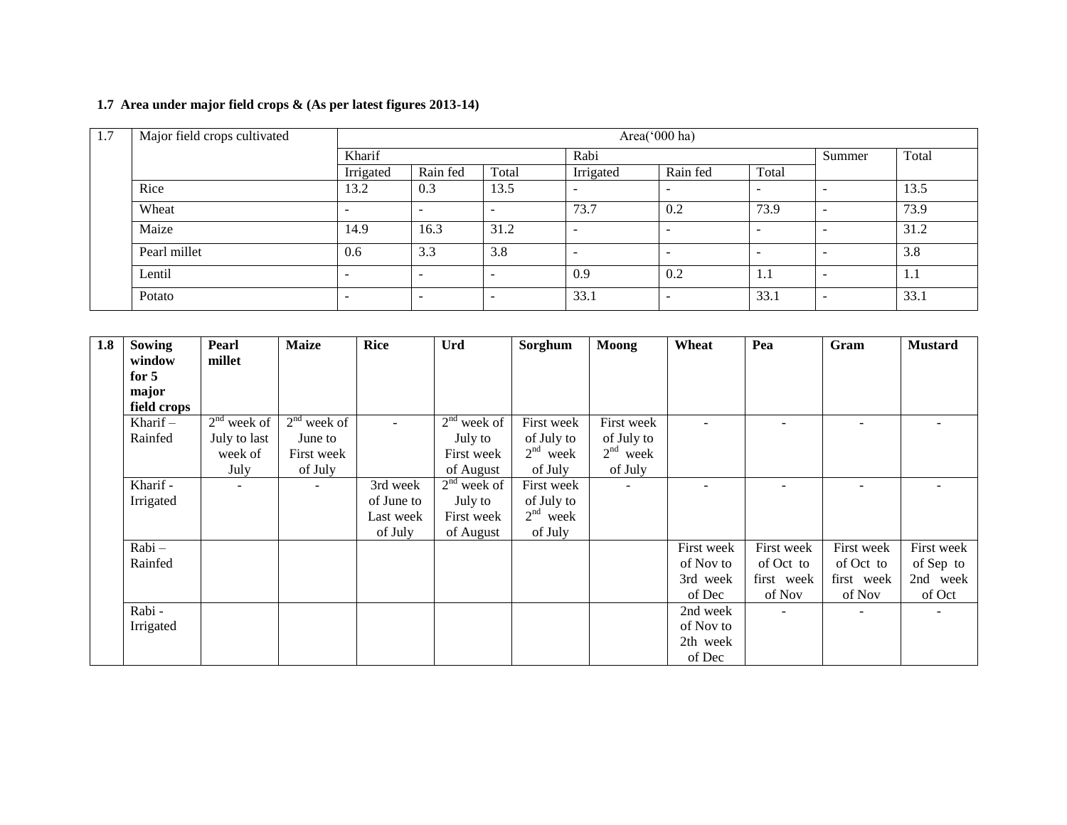**1.7 Area under major field crops & (As per latest figures 2013-14)**

| 1.7 | Major field crops cultivated | Area('000 ha) | | | | | | | |
|---|---|---|---|---|---|---|---|---|---|
| | | Kharif | | | Rabi | | | Summer | Total |
| | | Irrigated | Rain fed | Total | Irrigated | Rain fed | Total | | |
| | Rice | 13.2 | 0.3 | 13.5 | - | - | - | - | 13.5 |
| | Wheat | - | - | - | 73.7 | 0.2 | 73.9 | - | 73.9 |
| | Maize | 14.9 | 16.3 | 31.2 | - | - | - | - | 31.2 |
| | Pearl millet | 0.6 | 3.3 | 3.8 | - | - | - | - | 3.8 |
| | Lentil | - | - | - | 0.9 | 0.2 | 1.1 | - | 1.1 |
| | Potato | - | - | - | 33.1 | - | 33.1 | - | 33.1 |

| 1.8 | Sowing window for 5 major field crops | Pearl millet | Maize | Rice | Urd | Sorghum | Moong | Wheat | Pea | Gram | Mustard |
|---|---|---|---|---|---|---|---|---|---|---|---|
| | Kharif – Rainfed | 2nd week of July to last week of July | 2nd week of June to First week of July | - | 2nd week of July to First week of August | First week of July to 2nd week of July | First week of July to 2nd week of July | - | - | - | - |
| | Kharif - Irrigated | - | - | 3rd week of June to Last week of July | 2nd week of July to First week of August | First week of July to 2nd week of July | - | - | - | - | - |
| | Rabi – Rainfed | | | | | | | First week of Nov to 3rd week of Dec | First week of Oct to first week of Nov | First week of Oct to first week of Nov | First week of Sep to 2nd week of Oct |
| | Rabi - Irrigated | | | | | | | 2nd week of Nov to 2th week of Dec | - | - | - |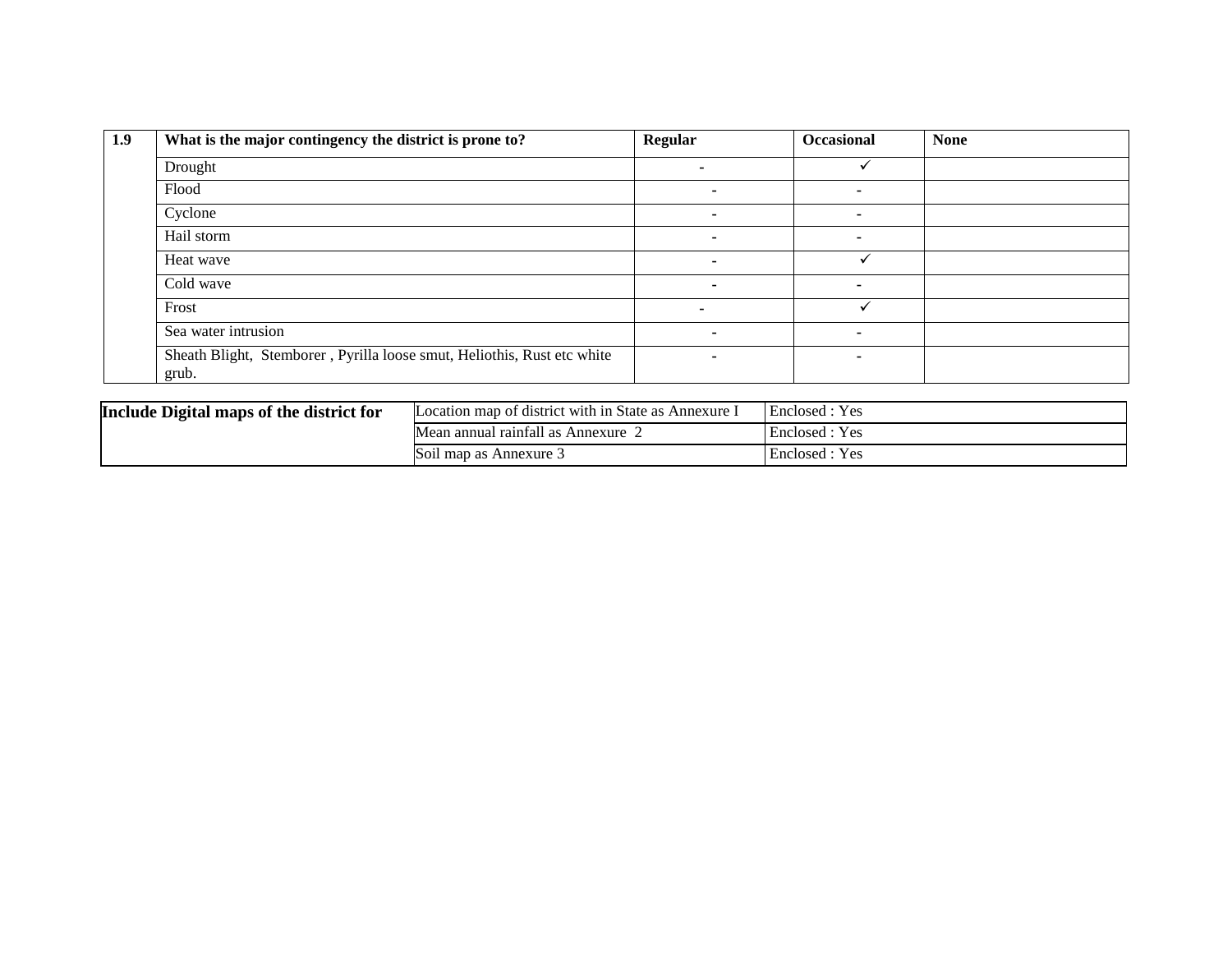| 1.9 | What is the major contingency the district is prone to? | Regular | Occasional | None |
|---|---|---|---|---|
| | Drought | - | ✓ | |
| | Flood | - | - | |
| | Cyclone | - | - | |
| | Hail storm | - | - | |
| | Heat wave | - | ✓ | |
| | Cold wave | - | - | |
| | Frost | - | ✓ | |
| | Sea water intrusion | - | - | |
| | Sheath Blight, Stemborer , Pyrilla loose smut, Heliothis, Rust etc white grub. | - | - | |

| **Include Digital maps of the district for** | Location map of district with in State as Annexure I | Enclosed : Yes |
|---|---|---|
| | Mean annual rainfall as Annexure 2 | Enclosed : Yes |
| | Soil map as Annexure 3 | Enclosed : Yes |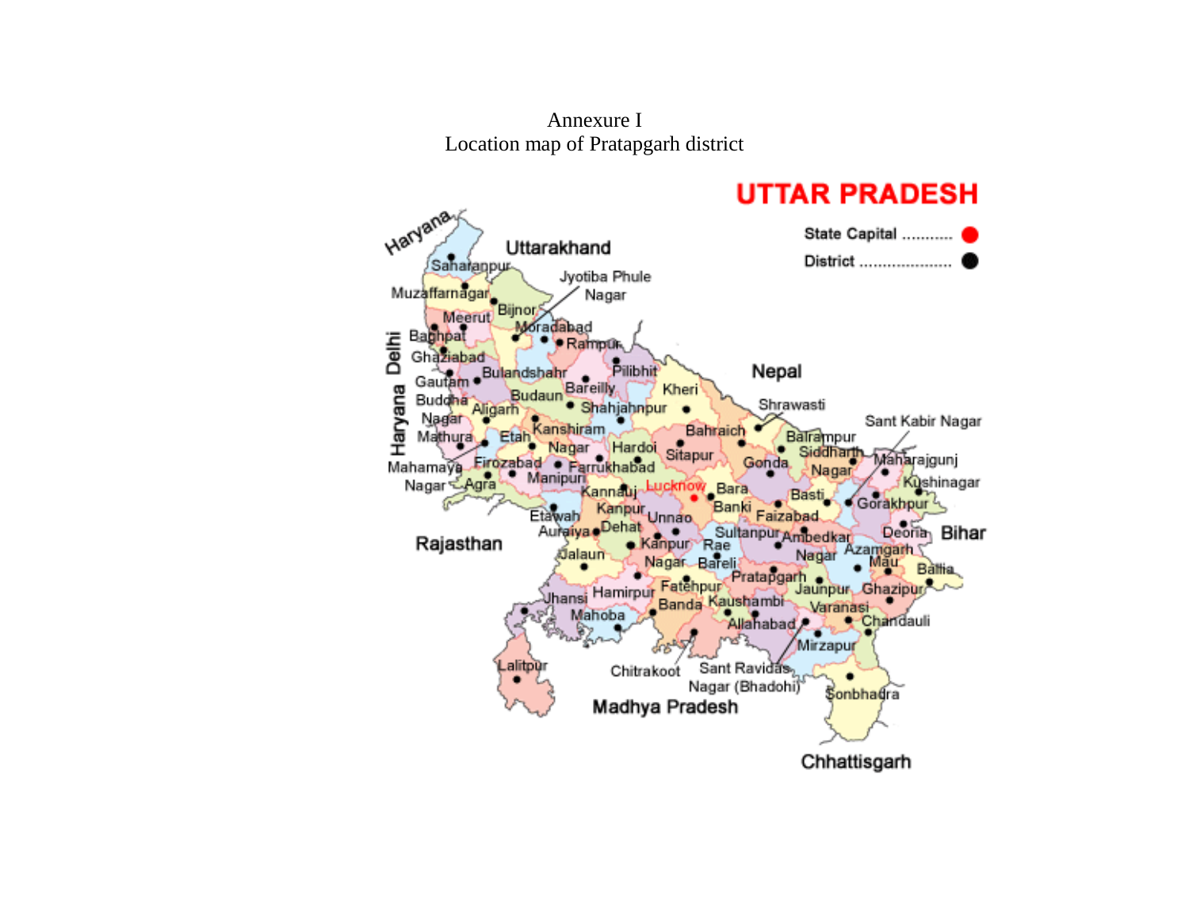Annexure I

Location map of Pratapgarh district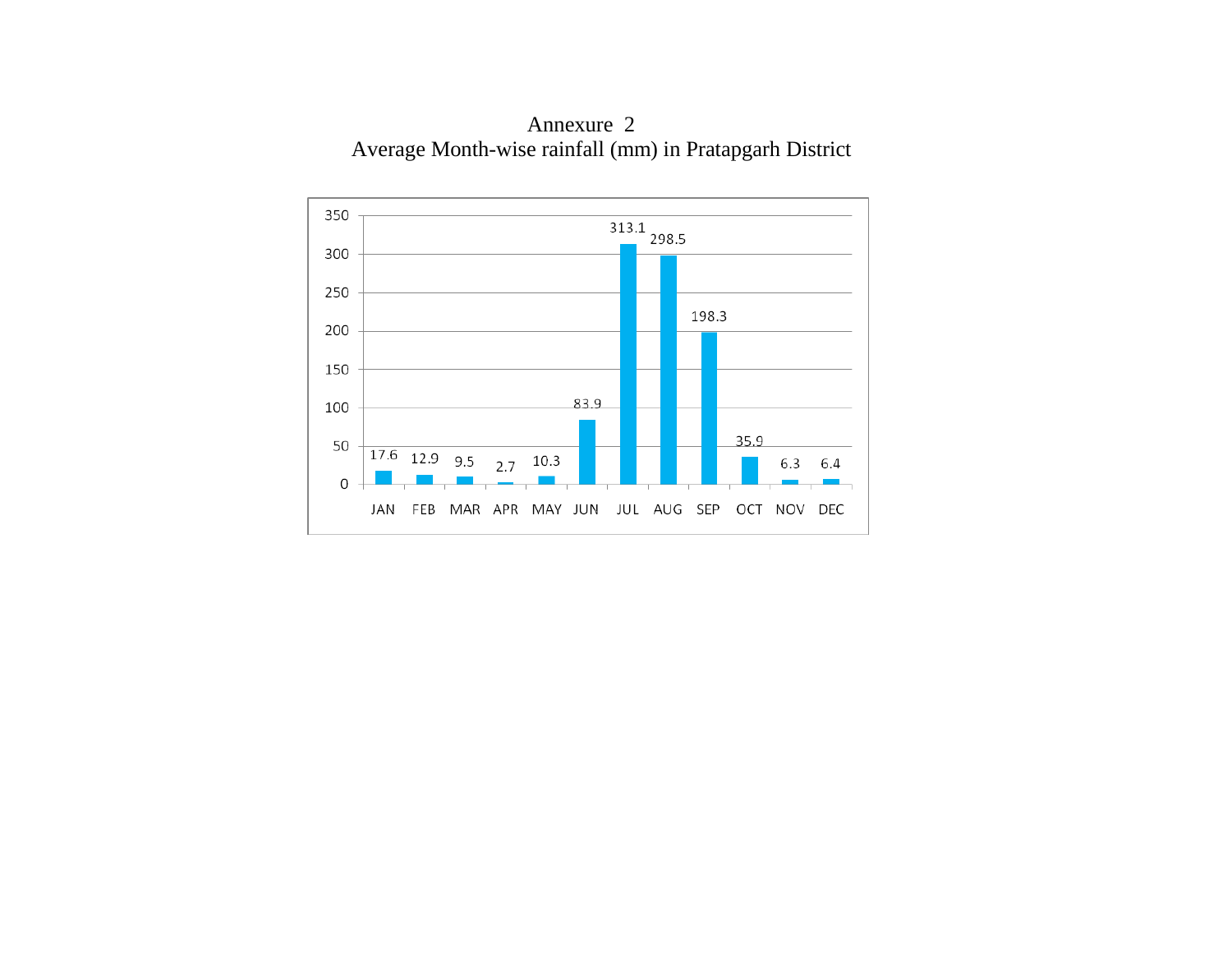# Annexure 2

## Average Month-wise rainfall (mm) in Pratapgarh District

| Month | Rainfall (mm) |
|---|---|
| JAN | 17.6 |
| FEB | 12.9 |
| MAR | 9.5 |
| APR | 2.7 |
| MAY | 10.3 |
| JUN | 83.9 |
| JUL | 313.1 |
| AUG | 298.5 |
| SEP | 198.3 |
| OCT | 35.9 |
| NOV | 6.3 |
| DEC | 6.4 |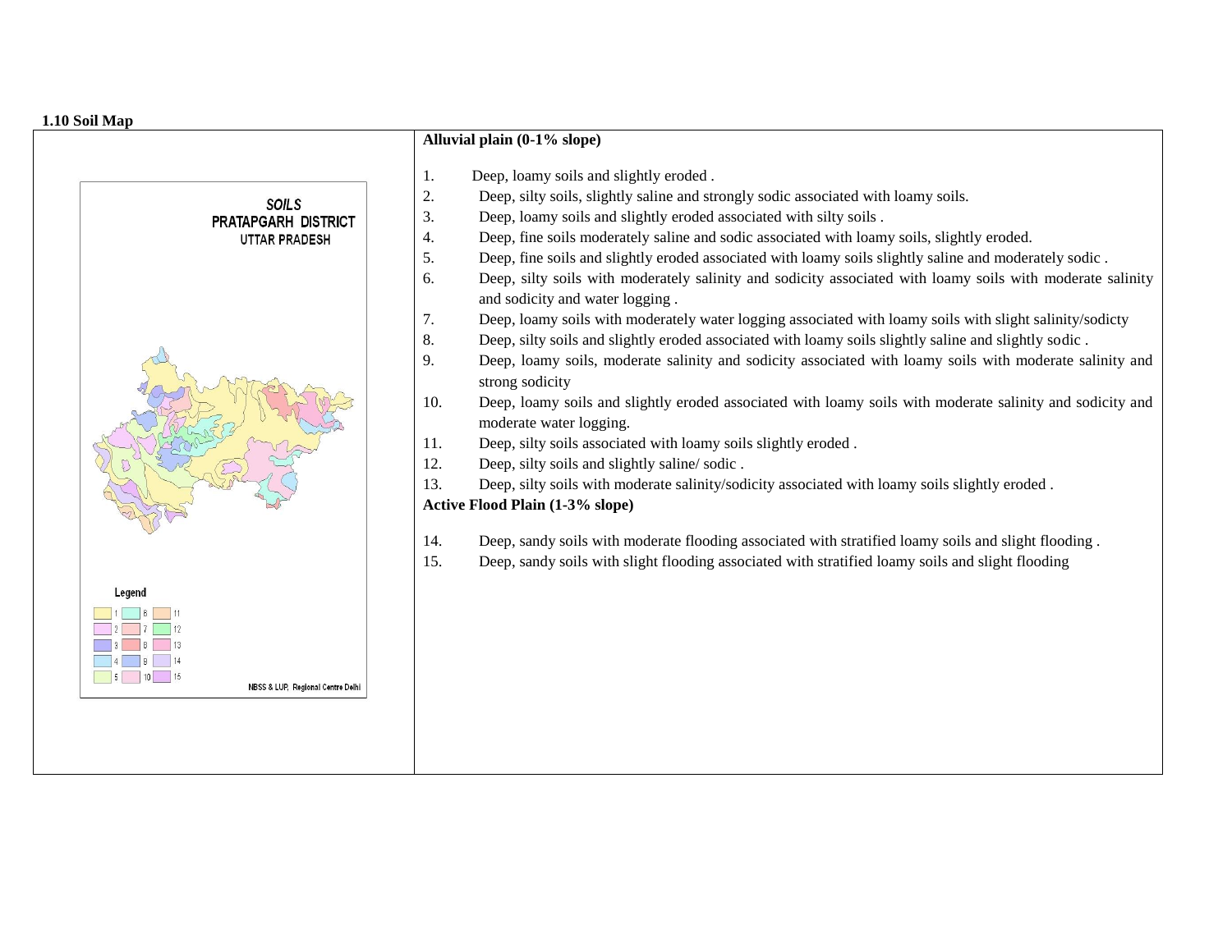### 1.10 Soil Map

**Alluvial plain (0-1% slope)**

1. Deep, loamy soils and slightly eroded .
2. Deep, silty soils, slightly saline and strongly sodic associated with loamy soils.
3. Deep, loamy soils and slightly eroded associated with silty soils .
4. Deep, fine soils moderately saline and sodic associated with loamy soils, slightly eroded.
5. Deep, fine soils and slightly eroded associated with loamy soils slightly saline and moderately sodic .
6. Deep, silty soils with moderately salinity and sodicity associated with loamy soils with moderate salinity and sodicity and water logging .
7. Deep, loamy soils with moderately water logging associated with loamy soils with slight salinity/sodicty
8. Deep, silty soils and slightly eroded associated with loamy soils slightly saline and slightly sodic .
9. Deep, loamy soils, moderate salinity and sodicity associated with loamy soils with moderate salinity and strong sodicity
10. Deep, loamy soils and slightly eroded associated with loamy soils with moderate salinity and sodicity and moderate water logging.
11. Deep, silty soils associated with loamy soils slightly eroded .
12. Deep, silty soils and slightly saline/ sodic .
13. Deep, silty soils with moderate salinity/sodicity associated with loamy soils slightly eroded .

**Active Flood Plain (1-3% slope)**

14. Deep, sandy soils with moderate flooding associated with stratified loamy soils and slight flooding .
15. Deep, sandy soils with slight flooding associated with stratified loamy soils and slight flooding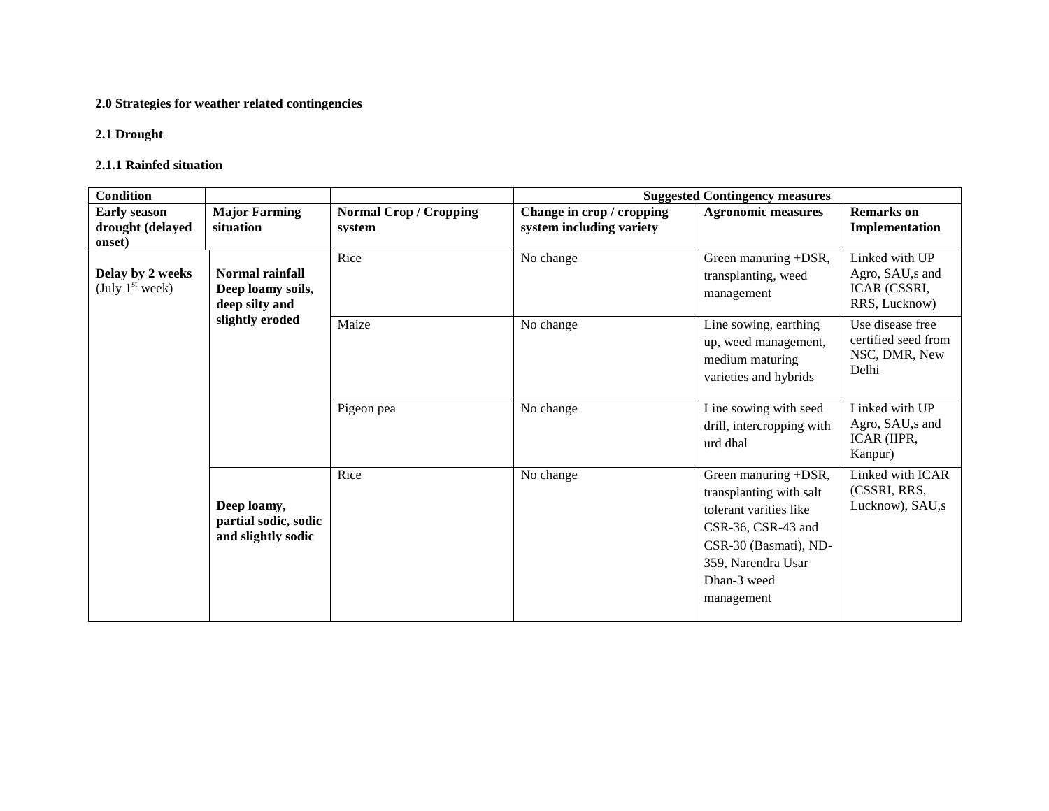**2.0 Strategies for weather related contingencies**

**2.1 Drought**

**2.1.1 Rainfed situation**

| Condition | | | Suggested Contingency measures | | |
|---|---|---|---|---|---|
| **Early season drought (delayed onset)** | **Major Farming situation** | **Normal Crop / Cropping system** | **Change in crop / cropping system including variety** | **Agronomic measures** | **Remarks on Implementation** |
| **Delay by 2 weeks** (July 1st week) | **Normal rainfall Deep loamy soils, deep silty and slightly eroded** | Rice | No change | Green manuring +DSR, transplanting, weed management | Linked with UP Agro, SAU,s and ICAR (CSSRI, RRS, Lucknow) |
| | | Maize | No change | Line sowing, earthing up, weed management, medium maturing varieties and hybrids | Use disease free certified seed from NSC, DMR, New Delhi |
| | | Pigeon pea | No change | Line sowing with seed drill, intercropping with urd dhal | Linked with UP Agro, SAU,s and ICAR (IIPR, Kanpur) |
| | **Deep loamy, partial sodic, sodic and slightly sodic** | Rice | No change | Green manuring +DSR, transplanting with salt tolerant varities like CSR-36, CSR-43 and CSR-30 (Basmati), ND-359, Narendra Usar Dhan-3 weed management | Linked with ICAR (CSSRI, RRS, Lucknow), SAU,s |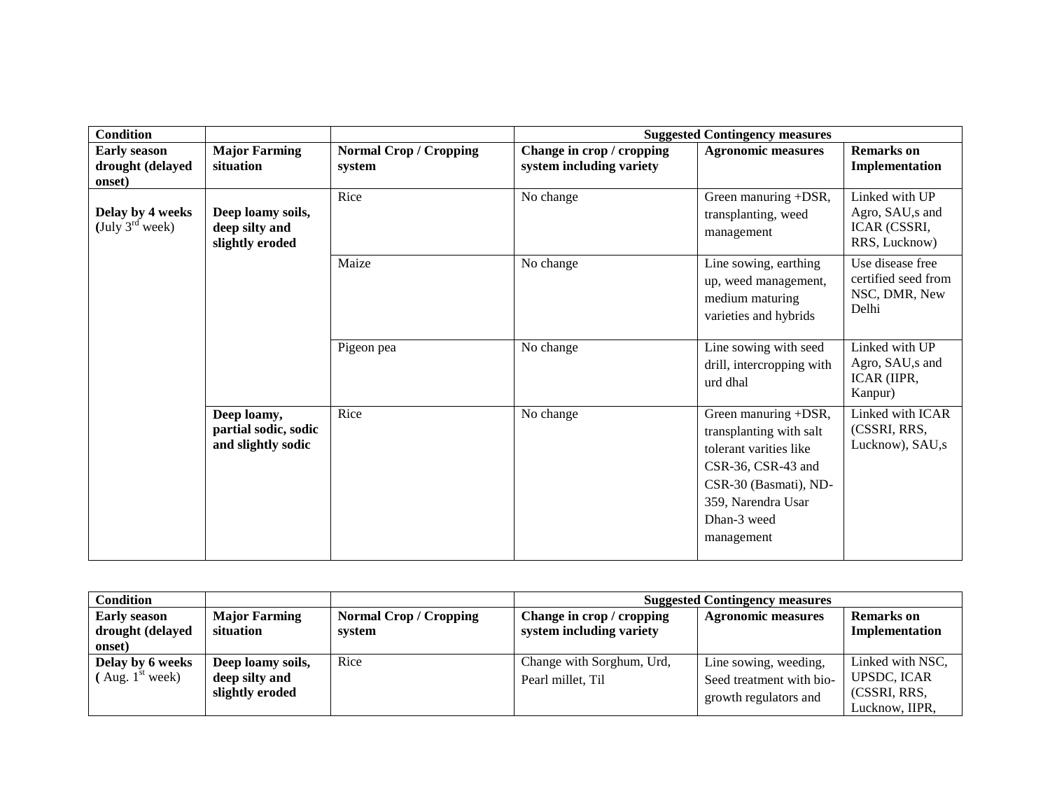| Condition | | | Suggested Contingency measures | | |
|---|---|---|---|---|---|
| **Early season drought (delayed onset)** | **Major Farming situation** | **Normal Crop / Cropping system** | **Change in crop / cropping system including variety** | **Agronomic measures** | **Remarks on Implementation** |
| **Delay by 4 weeks** (July 3rd week) | **Deep loamy soils, deep silty and slightly eroded** | Rice | No change | Green manuring +DSR, transplanting, weed management | Linked with UP Agro, SAU,s and ICAR (CSSRI, RRS, Lucknow) |
| | | Maize | No change | Line sowing, earthing up, weed management, medium maturing varieties and hybrids | Use disease free certified seed from NSC, DMR, New Delhi |
| | | Pigeon pea | No change | Line sowing with seed drill, intercropping with urd dhal | Linked with UP Agro, SAU,s and ICAR (IIPR, Kanpur) |
| | **Deep loamy, partial sodic, sodic and slightly sodic** | Rice | No change | Green manuring +DSR, transplanting with salt tolerant varities like CSR-36, CSR-43 and CSR-30 (Basmati), ND-359, Narendra Usar Dhan-3 weed management | Linked with ICAR (CSSRI, RRS, Lucknow), SAU,s |

| Condition | | | Suggested Contingency measures | | |
|---|---|---|---|---|---|
| **Early season drought (delayed onset)** | **Major Farming situation** | **Normal Crop / Cropping system** | **Change in crop / cropping system including variety** | **Agronomic measures** | **Remarks on Implementation** |
| **Delay by 6 weeks** ( Aug. 1st week) | **Deep loamy soils, deep silty and slightly eroded** | Rice | Change with Sorghum, Urd, Pearl millet, Til | Line sowing, weeding, Seed treatment with bio-growth regulators and | Linked with NSC, UPSDC, ICAR (CSSRI, RRS, Lucknow, IIPR, |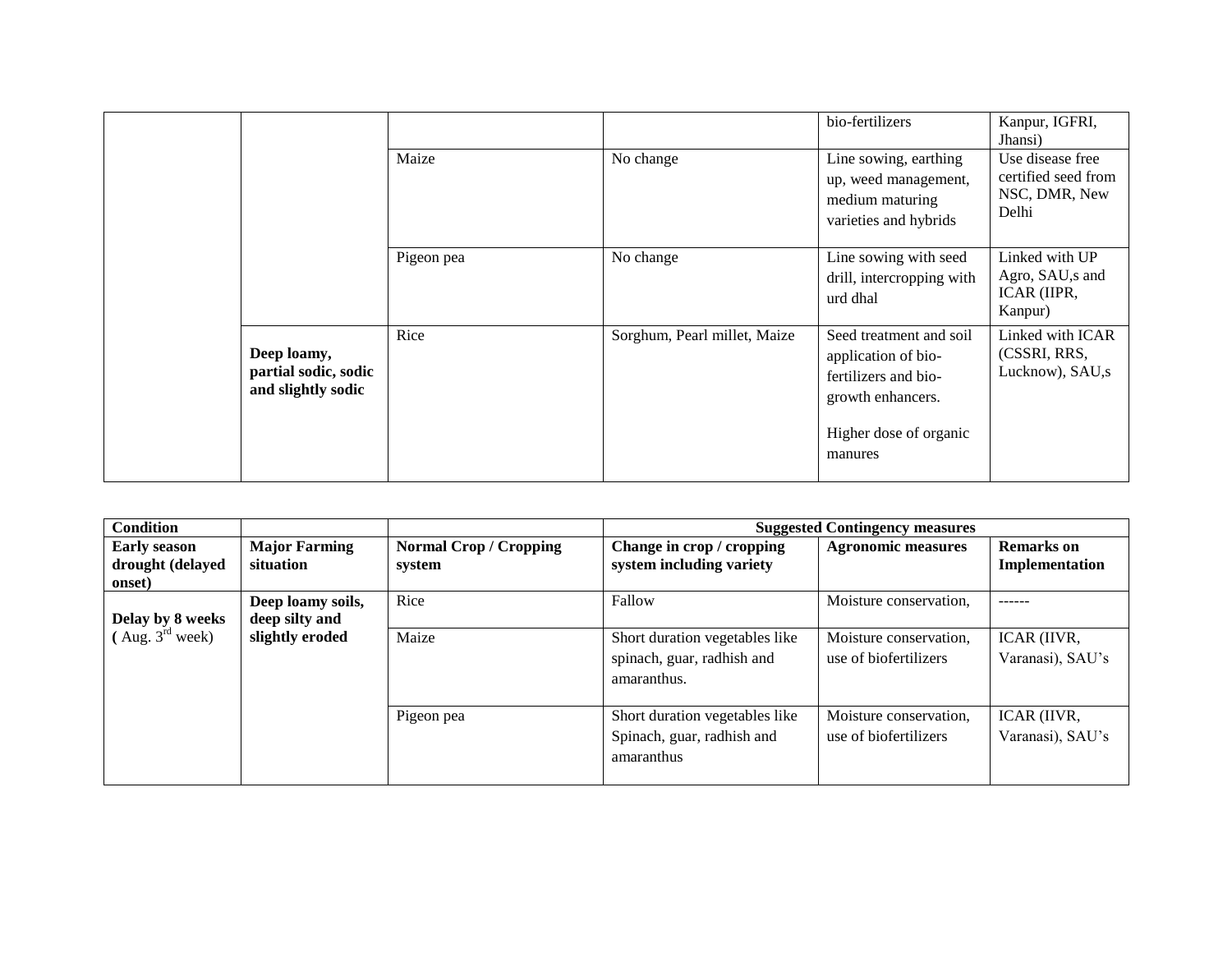| | | | | bio-fertilizers | Kanpur, IGFRI, Jhansi) |
|---|---|---|---|---|---|
| | | Maize | No change | Line sowing, earthing up, weed management, medium maturing varieties and hybrids | Use disease free certified seed from NSC, DMR, New Delhi |
| | | Pigeon pea | No change | Line sowing with seed drill, intercropping with urd dhal | Linked with UP Agro, SAU,s and ICAR (IIPR, Kanpur) |
| | **Deep loamy, partial sodic, sodic and slightly sodic** | Rice | Sorghum, Pearl millet, Maize | Seed treatment and soil application of bio-fertilizers and bio-growth enhancers.<br><br>Higher dose of organic manures | Linked with ICAR (CSSRI, RRS, Lucknow), SAU,s |

| **Condition** | | | **Suggested Contingency measures** | | |
|---|---|---|---|---|---|
| **Early season drought (delayed onset)** | **Major Farming situation** | **Normal Crop / Cropping system** | **Change in crop / cropping system including variety** | **Agronomic measures** | **Remarks on Implementation** |
| **Delay by 8 weeks ( Aug. 3rd week)** | **Deep loamy soils, deep silty and slightly eroded** | Rice | Fallow | Moisture conservation, | ------ |
| | | Maize | Short duration vegetables like spinach, guar, radhish and amaranthus. | Moisture conservation, use of biofertilizers | ICAR (IIVR, Varanasi), SAU's |
| | | Pigeon pea | Short duration vegetables like Spinach, guar, radhish and amaranthus | Moisture conservation, use of biofertilizers | ICAR (IIVR, Varanasi), SAU's |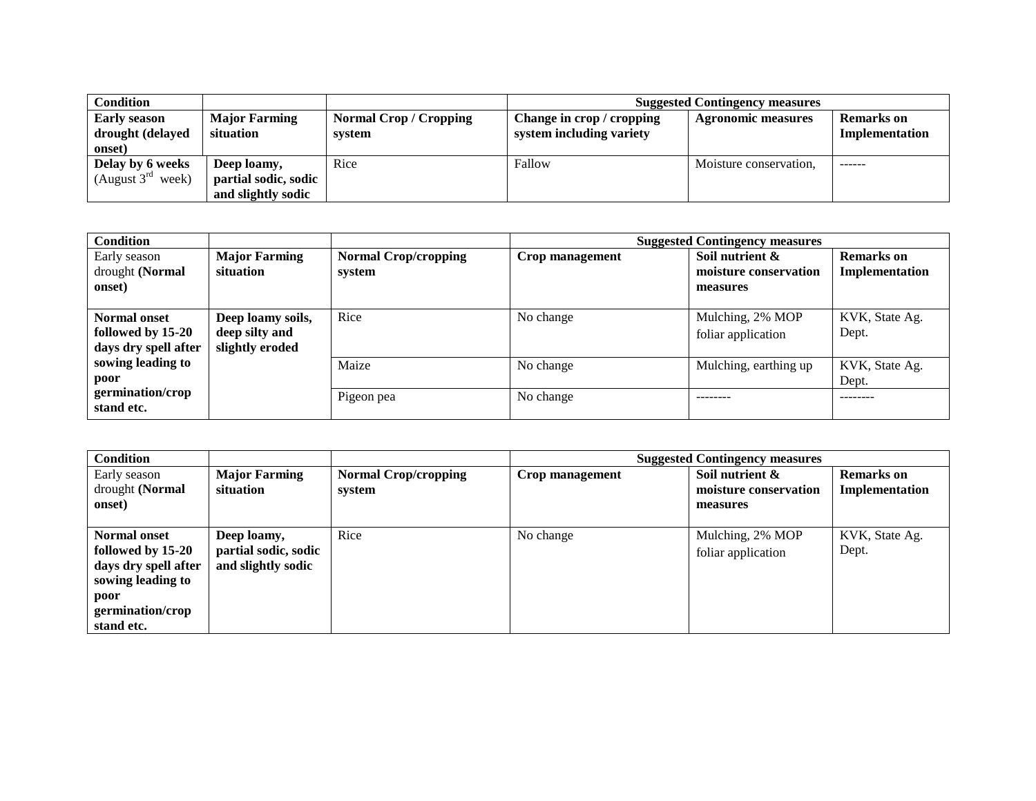| **Condition** | | | **Suggested Contingency measures** | | |
|---|---|---|---|---|---|
| **Early season drought (delayed onset)** | **Major Farming situation** | **Normal Crop / Cropping system** | **Change in crop / cropping system including variety** | **Agronomic measures** | **Remarks on Implementation** |
| **Delay by 6 weeks** (August 3rd week) | **Deep loamy, partial sodic, sodic and slightly sodic** | Rice | Fallow | Moisture conservation, | ------ |

| **Condition** | | | **Suggested Contingency measures** | | |
|---|---|---|---|---|---|
| Early season drought **(Normal onset)** | **Major Farming situation** | **Normal Crop/cropping system** | **Crop management** | **Soil nutrient & moisture conservation measures** | **Remarks on Implementation** |
| **Normal onset followed by 15-20 days dry spell after sowing leading to poor germination/crop stand etc.** | **Deep loamy soils, deep silty and slightly eroded** | Rice | No change | Mulching, 2% MOP foliar application | KVK, State Ag. Dept. |
| | | Maize | No change | Mulching, earthing up | KVK, State Ag. Dept. |
| | | Pigeon pea | No change | -------- | -------- |

| **Condition** | | | **Suggested Contingency measures** | | |
|---|---|---|---|---|---|
| Early season drought **(Normal onset)** | **Major Farming situation** | **Normal Crop/cropping system** | **Crop management** | **Soil nutrient & moisture conservation measures** | **Remarks on Implementation** |
| **Normal onset followed by 15-20 days dry spell after sowing leading to poor germination/crop stand etc.** | **Deep loamy, partial sodic, sodic and slightly sodic** | Rice | No change | Mulching, 2% MOP foliar application | KVK, State Ag. Dept. |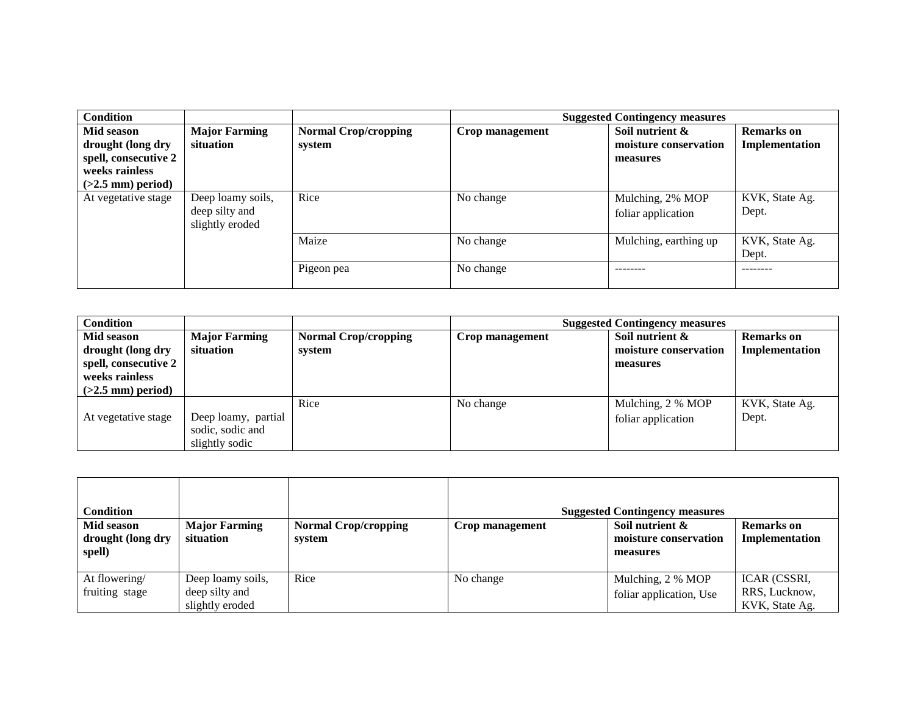| Condition | | | Suggested Contingency measures | | |
|---|---|---|---|---|---|
| **Mid season drought (long dry spell, consecutive 2 weeks rainless (>2.5 mm) period)** | **Major Farming situation** | **Normal Crop/cropping system** | **Crop management** | **Soil nutrient & moisture conservation measures** | **Remarks on Implementation** |
| At vegetative stage | Deep loamy soils, deep silty and slightly eroded | Rice | No change | Mulching, 2% MOP foliar application | KVK, State Ag. Dept. |
| | | Maize | No change | Mulching, earthing up | KVK, State Ag. Dept. |
| | | Pigeon pea | No change | -------- | -------- |

| Condition | | | Suggested Contingency measures | | |
|---|---|---|---|---|---|
| **Mid season drought (long dry spell, consecutive 2 weeks rainless (>2.5 mm) period)** | **Major Farming situation** | **Normal Crop/cropping system** | **Crop management** | **Soil nutrient & moisture conservation measures** | **Remarks on Implementation** |
| At vegetative stage | Deep loamy, partial sodic, sodic and slightly sodic | Rice | No change | Mulching, 2 % MOP foliar application | KVK, State Ag. Dept. |

| Condition | | | Suggested Contingency measures | | |
|---|---|---|---|---|---|
| **Mid season drought (long dry spell)** | **Major Farming situation** | **Normal Crop/cropping system** | **Crop management** | **Soil nutrient & moisture conservation measures** | **Remarks on Implementation** |
| At flowering/ fruiting stage | Deep loamy soils, deep silty and slightly eroded | Rice | No change | Mulching, 2 % MOP foliar application, Use | ICAR (CSSRI, RRS, Lucknow, KVK, State Ag. |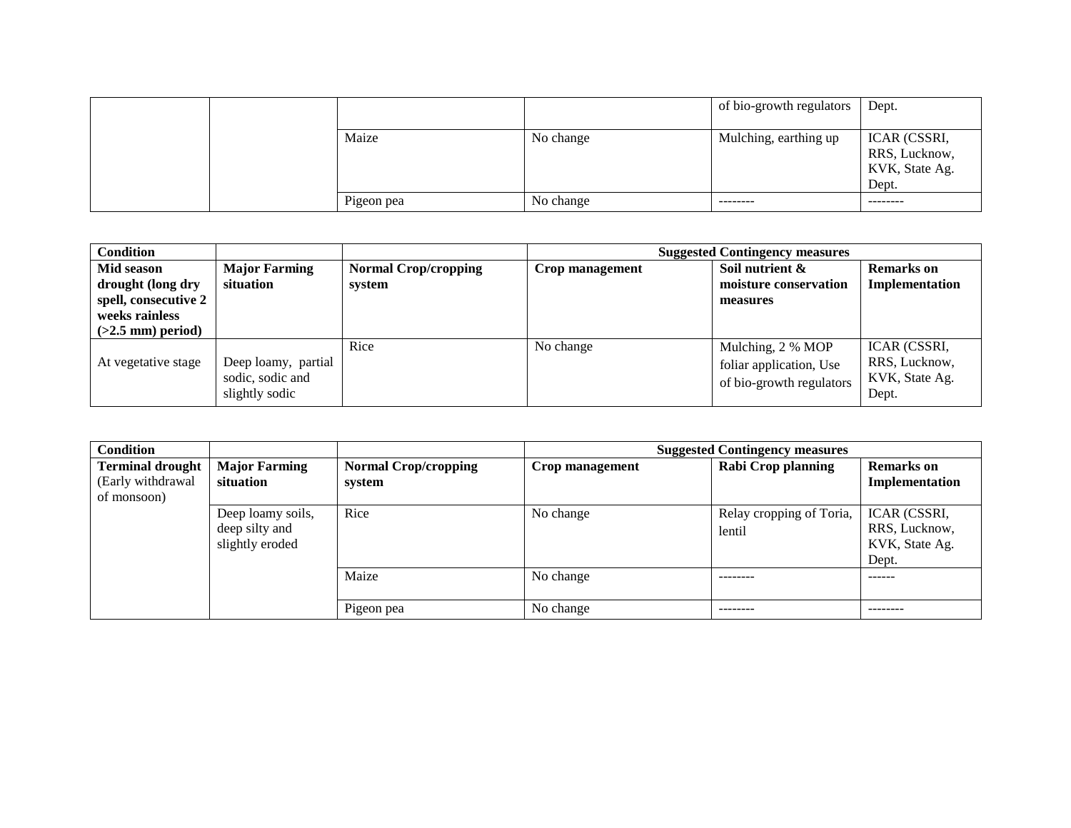| | | | | of bio-growth regulators | Dept. |
|---|---|---|---|---|---|
| | | Maize | No change | Mulching, earthing up | ICAR (CSSRI, RRS, Lucknow, KVK, State Ag. Dept. |
| | | Pigeon pea | No change | -------- | -------- |

| Condition | | | Suggested Contingency measures | | |
|---|---|---|---|---|---|
| **Mid season drought (long dry spell, consecutive 2 weeks rainless (>2.5 mm) period)** | **Major Farming situation** | **Normal Crop/cropping system** | **Crop management** | **Soil nutrient & moisture conservation measures** | **Remarks on Implementation** |
| At vegetative stage | Deep loamy, partial sodic, sodic and slightly sodic | Rice | No change | Mulching, 2 % MOP foliar application, Use of bio-growth regulators | ICAR (CSSRI, RRS, Lucknow, KVK, State Ag. Dept. |

| Condition | | | Suggested Contingency measures | | |
|---|---|---|---|---|---|
| **Terminal drought** (Early withdrawal of monsoon) | **Major Farming situation** | **Normal Crop/cropping system** | **Crop management** | **Rabi Crop planning** | **Remarks on Implementation** |
| | Deep loamy soils, deep silty and slightly eroded | Rice | No change | Relay cropping of Toria, lentil | ICAR (CSSRI, RRS, Lucknow, KVK, State Ag. Dept. |
| | | Maize | No change | -------- | ------ |
| | | Pigeon pea | No change | -------- | -------- |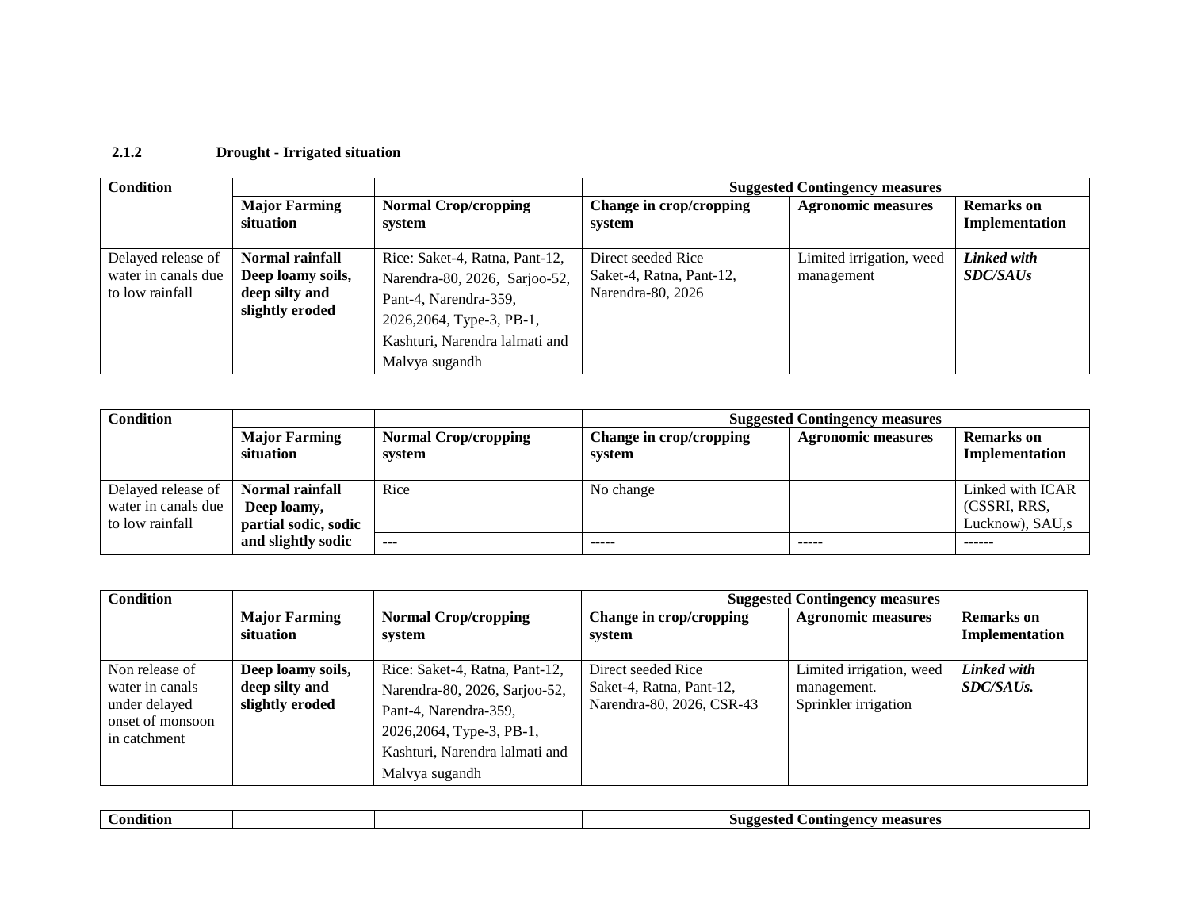### 2.1.2 Drought - Irrigated situation

| Condition | | | Suggested Contingency measures | | |
|---|---|---|---|---|---|
| | **Major Farming situation** | **Normal Crop/cropping system** | **Change in crop/cropping system** | **Agronomic measures** | **Remarks on Implementation** |
| Delayed release of water in canals due to low rainfall | **Normal rainfall Deep loamy soils, deep silty and slightly eroded** | Rice: Saket-4, Ratna, Pant-12, Narendra-80, 2026, Sarjoo-52, Pant-4, Narendra-359, 2026,2064, Type-3, PB-1, Kashturi, Narendra lalmati and Malvya sugandh | Direct seeded Rice Saket-4, Ratna, Pant-12, Narendra-80, 2026 | Limited irrigation, weed management | ***Linked with SDC/SAUs*** |

| Condition | | | Suggested Contingency measures | | |
|---|---|---|---|---|---|
| | **Major Farming situation** | **Normal Crop/cropping system** | **Change in crop/cropping system** | **Agronomic measures** | **Remarks on Implementation** |
| Delayed release of water in canals due to low rainfall | **Normal rainfall Deep loamy, partial sodic, sodic and slightly sodic** | Rice | No change | | Linked with ICAR (CSSRI, RRS, Lucknow), SAU,s |
| | | --- | ----- | ----- | ------ |

| Condition | | | Suggested Contingency measures | | |
|---|---|---|---|---|---|
| | **Major Farming situation** | **Normal Crop/cropping system** | **Change in crop/cropping system** | **Agronomic measures** | **Remarks on Implementation** |
| Non release of water in canals under delayed onset of monsoon in catchment | **Deep loamy soils, deep silty and slightly eroded** | Rice: Saket-4, Ratna, Pant-12, Narendra-80, 2026, Sarjoo-52, Pant-4, Narendra-359, 2026,2064, Type-3, PB-1, Kashturi, Narendra lalmati and Malvya sugandh | Direct seeded Rice Saket-4, Ratna, Pant-12, Narendra-80, 2026, CSR-43 | Limited irrigation, weed management. Sprinkler irrigation | ***Linked with SDC/SAUs.*** |

| Condition | | | Suggested Contingency measures | | |
|---|---|---|---|---|---|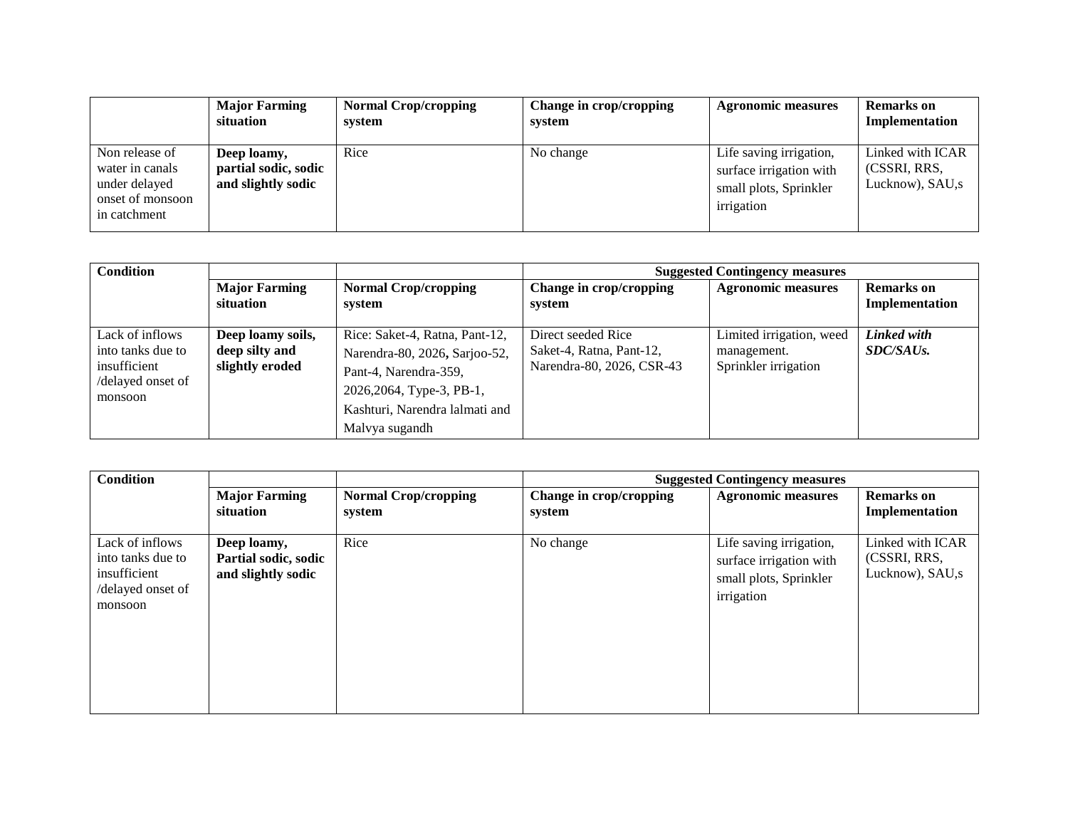| | Major Farming situation | Normal Crop/cropping system | Change in crop/cropping system | Agronomic measures | Remarks on Implementation |
|---|---|---|---|---|---|
| Non release of water in canals under delayed onset of monsoon in catchment | **Deep loamy, partial sodic, sodic and slightly sodic** | Rice | No change | Life saving irrigation, surface irrigation with small plots, Sprinkler irrigation | Linked with ICAR (CSSRI, RRS, Lucknow), SAU,s |

| Condition | | | Suggested Contingency measures | | |
|---|---|---|---|---|---|
| | Major Farming situation | Normal Crop/cropping system | Change in crop/cropping system | Agronomic measures | Remarks on Implementation |
| Lack of inflows into tanks due to insufficient /delayed onset of monsoon | **Deep loamy soils, deep silty and slightly eroded** | Rice: Saket-4, Ratna, Pant-12, Narendra-80, 2026**,** Sarjoo-52, Pant-4, Narendra-359, 2026,2064, Type-3, PB-1, Kashturi, Narendra lalmati and Malvya sugandh | Direct seeded Rice Saket-4, Ratna, Pant-12, Narendra-80, 2026, CSR-43 | Limited irrigation, weed management. Sprinkler irrigation | ***Linked with SDC/SAUs.*** |

| Condition | | | Suggested Contingency measures | | |
|---|---|---|---|---|---|
| | Major Farming situation | Normal Crop/cropping system | Change in crop/cropping system | Agronomic measures | Remarks on Implementation |
| Lack of inflows into tanks due to insufficient /delayed onset of monsoon | **Deep loamy, Partial sodic, sodic and slightly sodic** | Rice | No change | Life saving irrigation, surface irrigation with small plots, Sprinkler irrigation | Linked with ICAR (CSSRI, RRS, Lucknow), SAU,s |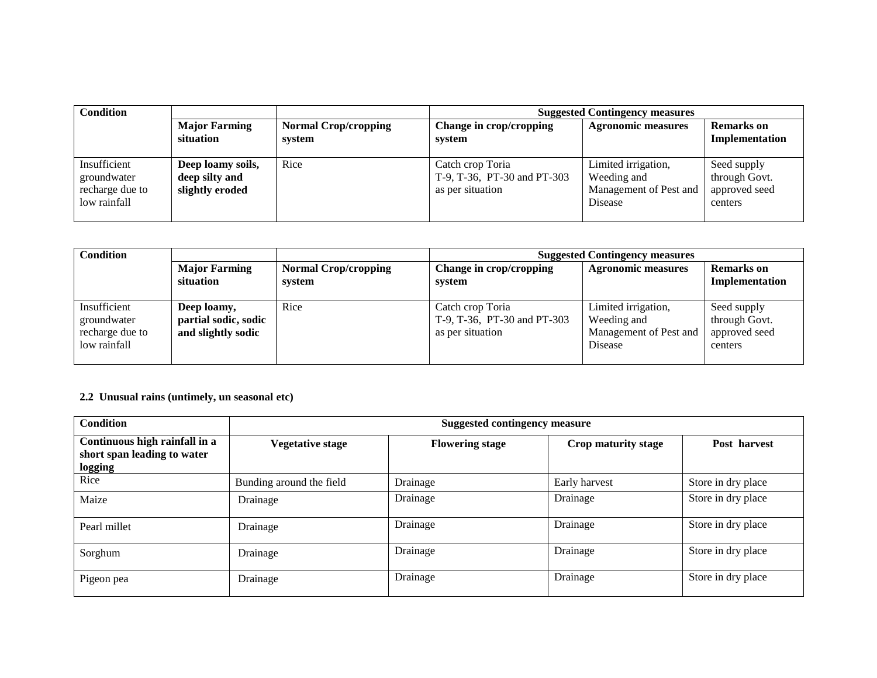| Condition | | | Suggested Contingency measures | | |
|---|---|---|---|---|---|
| | **Major Farming situation** | **Normal Crop/cropping system** | **Change in crop/cropping system** | **Agronomic measures** | **Remarks on Implementation** |
| Insufficient groundwater recharge due to low rainfall | **Deep loamy soils, deep silty and slightly eroded** | Rice | Catch crop Toria T-9, T-36, PT-30 and PT-303 as per situation | Limited irrigation, Weeding and Management of Pest and Disease | Seed supply through Govt. approved seed centers |

| Condition | | | Suggested Contingency measures | | |
|---|---|---|---|---|---|
| | **Major Farming situation** | **Normal Crop/cropping system** | **Change in crop/cropping system** | **Agronomic measures** | **Remarks on Implementation** |
| Insufficient groundwater recharge due to low rainfall | **Deep loamy, partial sodic, sodic and slightly sodic** | Rice | Catch crop Toria T-9, T-36, PT-30 and PT-303 as per situation | Limited irrigation, Weeding and Management of Pest and Disease | Seed supply through Govt. approved seed centers |

### 2.2 Unusual rains (untimely, un seasonal etc)

| Condition | Suggested contingency measure | | | |
|---|---|---|---|---|
| **Continuous high rainfall in a short span leading to water logging** | **Vegetative stage** | **Flowering stage** | **Crop maturity stage** | **Post harvest** |
| Rice | Bunding around the field | Drainage | Early harvest | Store in dry place |
| Maize | Drainage | Drainage | Drainage | Store in dry place |
| Pearl millet | Drainage | Drainage | Drainage | Store in dry place |
| Sorghum | Drainage | Drainage | Drainage | Store in dry place |
| Pigeon pea | Drainage | Drainage | Drainage | Store in dry place |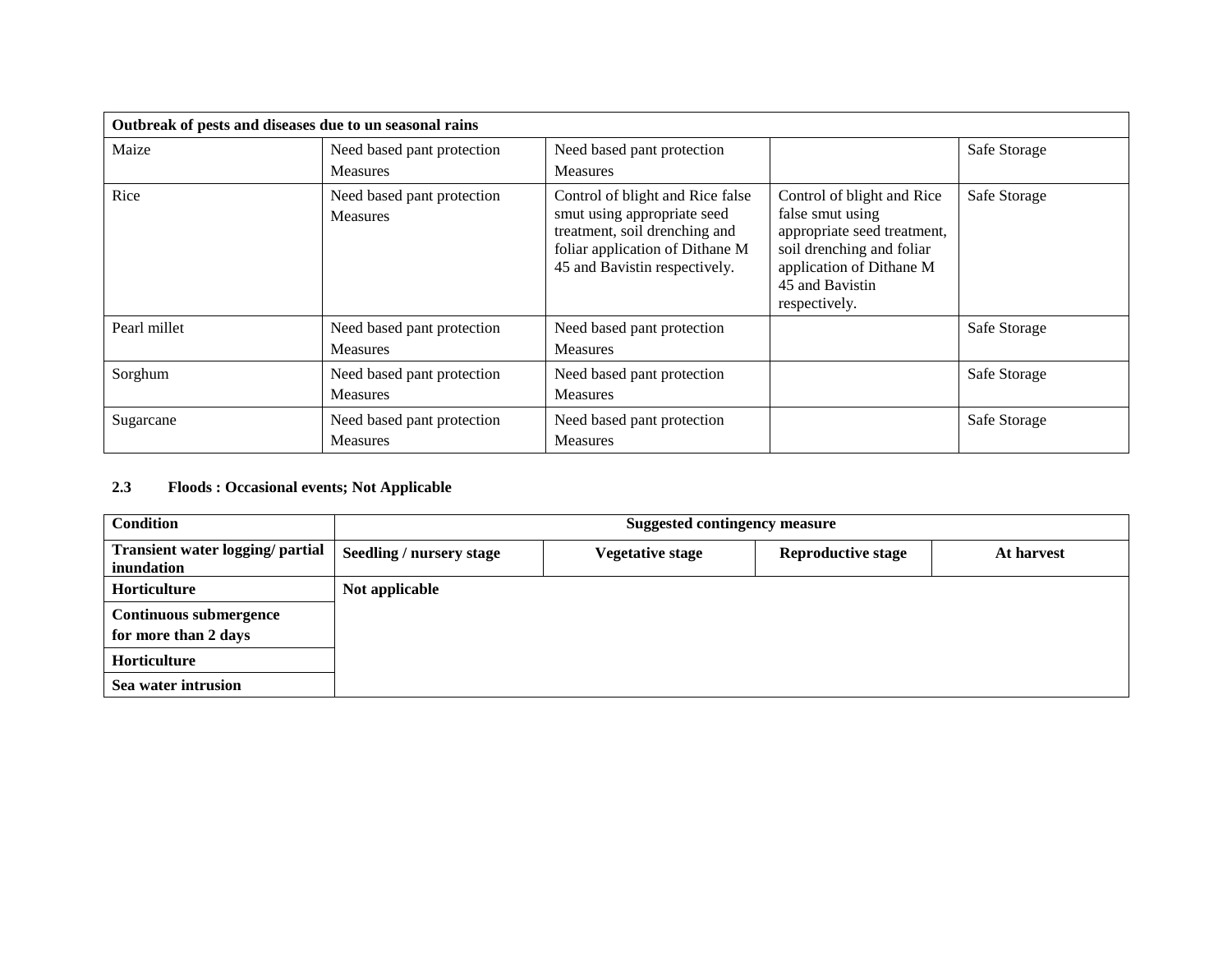| Outbreak of pests and diseases due to un seasonal rains | | | | |
|---|---|---|---|---|
| Maize | Need based pant protection Measures | Need based pant protection Measures | | Safe Storage |
| Rice | Need based pant protection Measures | Control of blight and Rice false smut using appropriate seed treatment, soil drenching and foliar application of Dithane M 45 and Bavistin respectively. | Control of blight and Rice false smut using appropriate seed treatment, soil drenching and foliar application of Dithane M 45 and Bavistin respectively. | Safe Storage |
| Pearl millet | Need based pant protection Measures | Need based pant protection Measures | | Safe Storage |
| Sorghum | Need based pant protection Measures | Need based pant protection Measures | | Safe Storage |
| Sugarcane | Need based pant protection Measures | Need based pant protection Measures | | Safe Storage |

**2.3 Floods : Occasional events; Not Applicable**

| **Condition** | **Suggested contingency measure** | | | |
|---|---|---|---|---|
| **Transient water logging/ partial inundation** | **Seedling / nursery stage** | **Vegetative stage** | **Reproductive stage** | **At harvest** |
| **Horticulture** | **Not applicable** | | | |
| **Continuous submergence for more than 2 days** | | | | |
| **Horticulture** | | | | |
| **Sea water intrusion** | | | | |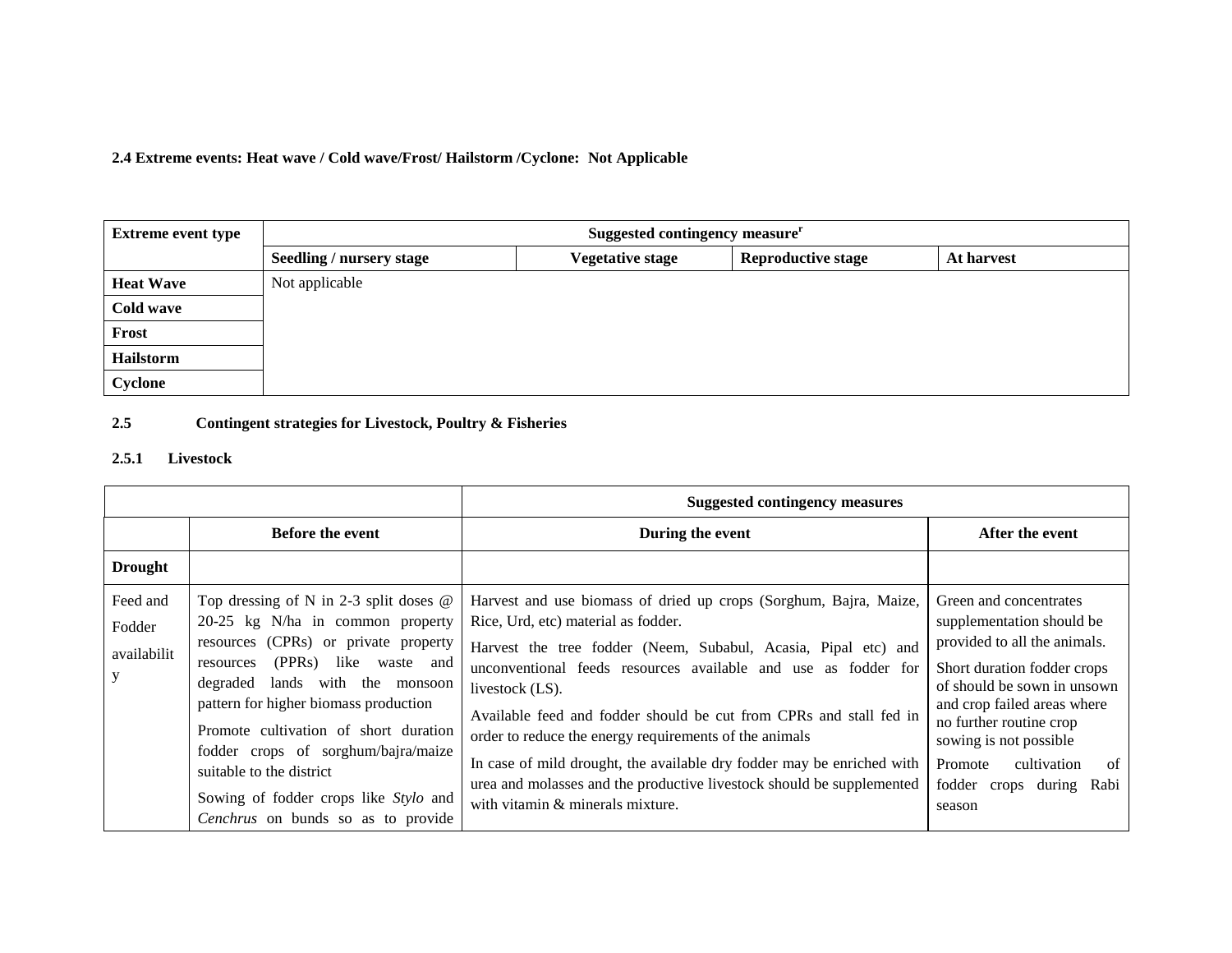**2.4 Extreme events: Heat wave / Cold wave/Frost/ Hailstorm /Cyclone: Not Applicable**

| Extreme event type | Suggested contingency measure[r] | | | |
|---|---|---|---|---|
| | Seedling / nursery stage | Vegetative stage | Reproductive stage | At harvest |
| **Heat Wave** | Not applicable | | | |
| **Cold wave** | | | | |
| **Frost** | | | | |
| **Hailstorm** | | | | |
| **Cyclone** | | | | |

**2.5 Contingent strategies for Livestock, Poultry & Fisheries**

**2.5.1 Livestock**

| | | Suggested contingency measures | |
|---|---|---|---|
| | **Before the event** | **During the event** | **After the event** |
| **Drought** | | | |
| Feed and Fodder availability | Top dressing of N in 2-3 split doses @ 20-25 kg N/ha in common property resources (CPRs) or private property resources (PPRs) like waste and degraded lands with the monsoon pattern for higher biomass production<br>Promote cultivation of short duration fodder crops of sorghum/bajra/maize suitable to the district<br>Sowing of fodder crops like *Stylo* and *Cenchrus* on bunds so as to provide | Harvest and use biomass of dried up crops (Sorghum, Bajra, Maize, Rice, Urd, etc) material as fodder.<br>Harvest the tree fodder (Neem, Subabul, Acasia, Pipal etc) and unconventional feeds resources available and use as fodder for livestock (LS).<br>Available feed and fodder should be cut from CPRs and stall fed in order to reduce the energy requirements of the animals<br>In case of mild drought, the available dry fodder may be enriched with urea and molasses and the productive livestock should be supplemented with vitamin & minerals mixture. | Green and concentrates supplementation should be provided to all the animals.<br>Short duration fodder crops of should be sown in unsown and crop failed areas where no further routine crop sowing is not possible<br>Promote cultivation of fodder crops during Rabi season |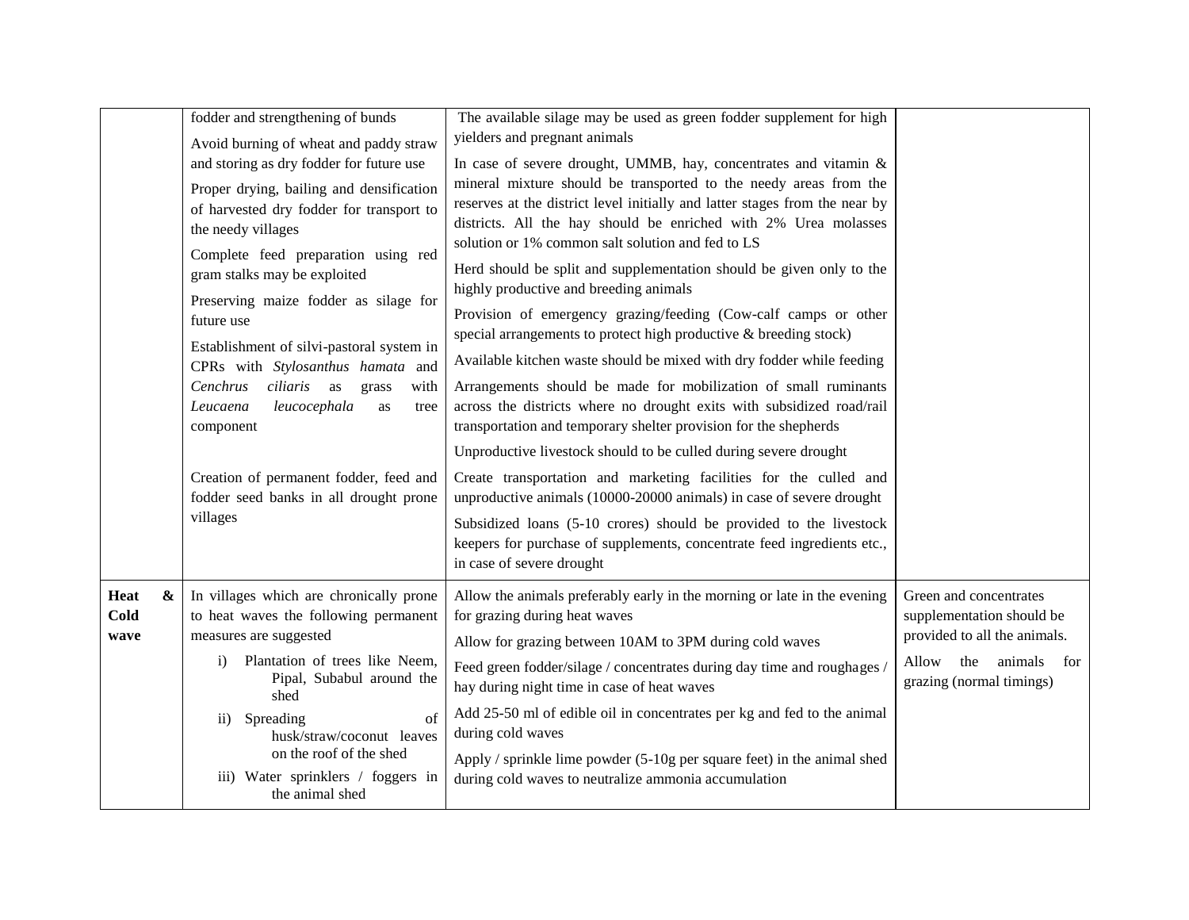| | | | |
|---|---|---|---|
| | fodder and strengthening of bunds<br>Avoid burning of wheat and paddy straw and storing as dry fodder for future use<br>Proper drying, bailing and densification of harvested dry fodder for transport to the needy villages<br>Complete feed preparation using red gram stalks may be exploited<br>Preserving maize fodder as silage for future use<br>Establishment of silvi-pastoral system in CPRs with *Stylosanthus hamata* and *Cenchrus ciliaris* as grass with *Leucaena leucocephala* as tree component<br><br>Creation of permanent fodder, feed and fodder seed banks in all drought prone villages | The available silage may be used as green fodder supplement for high yielders and pregnant animals<br>In case of severe drought, UMMB, hay, concentrates and vitamin & mineral mixture should be transported to the needy areas from the reserves at the district level initially and latter stages from the near by districts. All the hay should be enriched with 2% Urea molasses solution or 1% common salt solution and fed to LS<br>Herd should be split and supplementation should be given only to the highly productive and breeding animals<br>Provision of emergency grazing/feeding (Cow-calf camps or other special arrangements to protect high productive & breeding stock)<br>Available kitchen waste should be mixed with dry fodder while feeding<br>Arrangements should be made for mobilization of small ruminants across the districts where no drought exits with subsidized road/rail transportation and temporary shelter provision for the shepherds<br>Unproductive livestock should to be culled during severe drought<br>Create transportation and marketing facilities for the culled and unproductive animals (10000-20000 animals) in case of severe drought<br>Subsidized loans (5-10 crores) should be provided to the livestock keepers for purchase of supplements, concentrate feed ingredients etc., in case of severe drought | |
| **Heat & Cold wave** | In villages which are chronically prone to heat waves the following permanent measures are suggested<br>i) Plantation of trees like Neem, Pipal, Subabul around the shed<br>ii) Spreading of husk/straw/coconut leaves on the roof of the shed<br>iii) Water sprinklers / foggers in the animal shed | Allow the animals preferably early in the morning or late in the evening for grazing during heat waves<br>Allow for grazing between 10AM to 3PM during cold waves<br>Feed green fodder/silage / concentrates during day time and roughages / hay during night time in case of heat waves<br>Add 25-50 ml of edible oil in concentrates per kg and fed to the animal during cold waves<br>Apply / sprinkle lime powder (5-10g per square feet) in the animal shed during cold waves to neutralize ammonia accumulation | Green and concentrates supplementation should be provided to all the animals.<br>Allow the animals for grazing (normal timings) |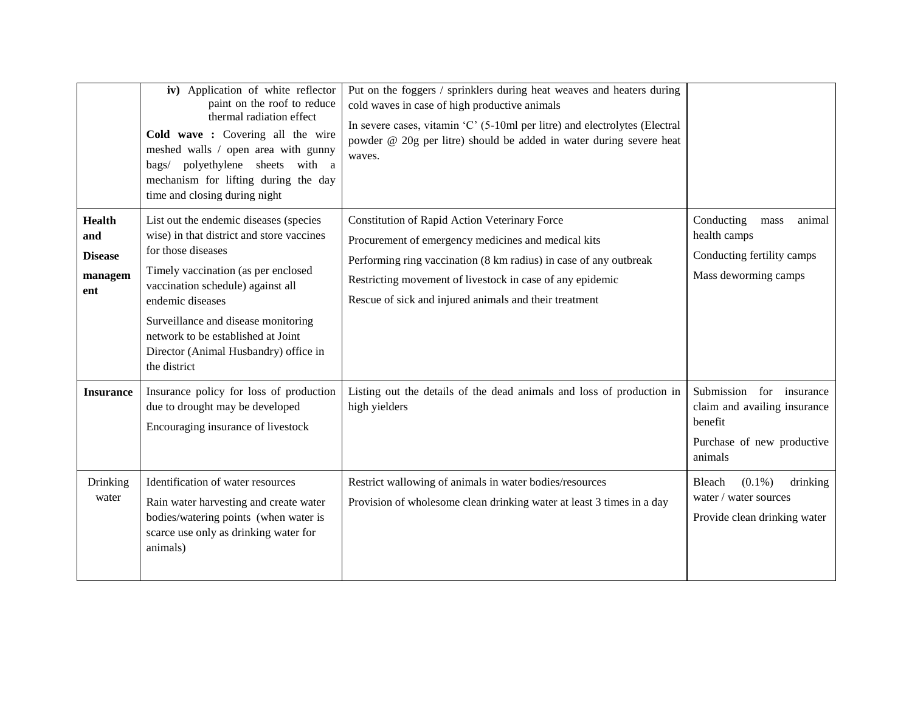| | | | |
|---|---|---|---|
| | **iv)** Application of white reflector paint on the roof to reduce thermal radiation effect<br>**Cold wave :** Covering all the wire meshed walls / open area with gunny bags/ polyethylene sheets with a mechanism for lifting during the day time and closing during night | Put on the foggers / sprinklers during heat weaves and heaters during cold waves in case of high productive animals<br>In severe cases, vitamin 'C' (5-10ml per litre) and electrolytes (Electral powder @ 20g per litre) should be added in water during severe heat waves. | |
| **Health and Disease management** | List out the endemic diseases (species wise) in that district and store vaccines for those diseases<br>Timely vaccination (as per enclosed vaccination schedule) against all endemic diseases<br>Surveillance and disease monitoring network to be established at Joint Director (Animal Husbandry) office in the district | Constitution of Rapid Action Veterinary Force<br>Procurement of emergency medicines and medical kits<br>Performing ring vaccination (8 km radius) in case of any outbreak<br>Restricting movement of livestock in case of any epidemic<br>Rescue of sick and injured animals and their treatment | Conducting mass animal health camps<br>Conducting fertility camps<br>Mass deworming camps |
| **Insurance** | Insurance policy for loss of production due to drought may be developed<br>Encouraging insurance of livestock | Listing out the details of the dead animals and loss of production in high yielders | Submission for insurance claim and availing insurance benefit<br>Purchase of new productive animals |
| Drinking water | Identification of water resources<br>Rain water harvesting and create water bodies/watering points (when water is scarce use only as drinking water for animals) | Restrict wallowing of animals in water bodies/resources<br>Provision of wholesome clean drinking water at least 3 times in a day | Bleach (0.1%) drinking water / water sources<br>Provide clean drinking water |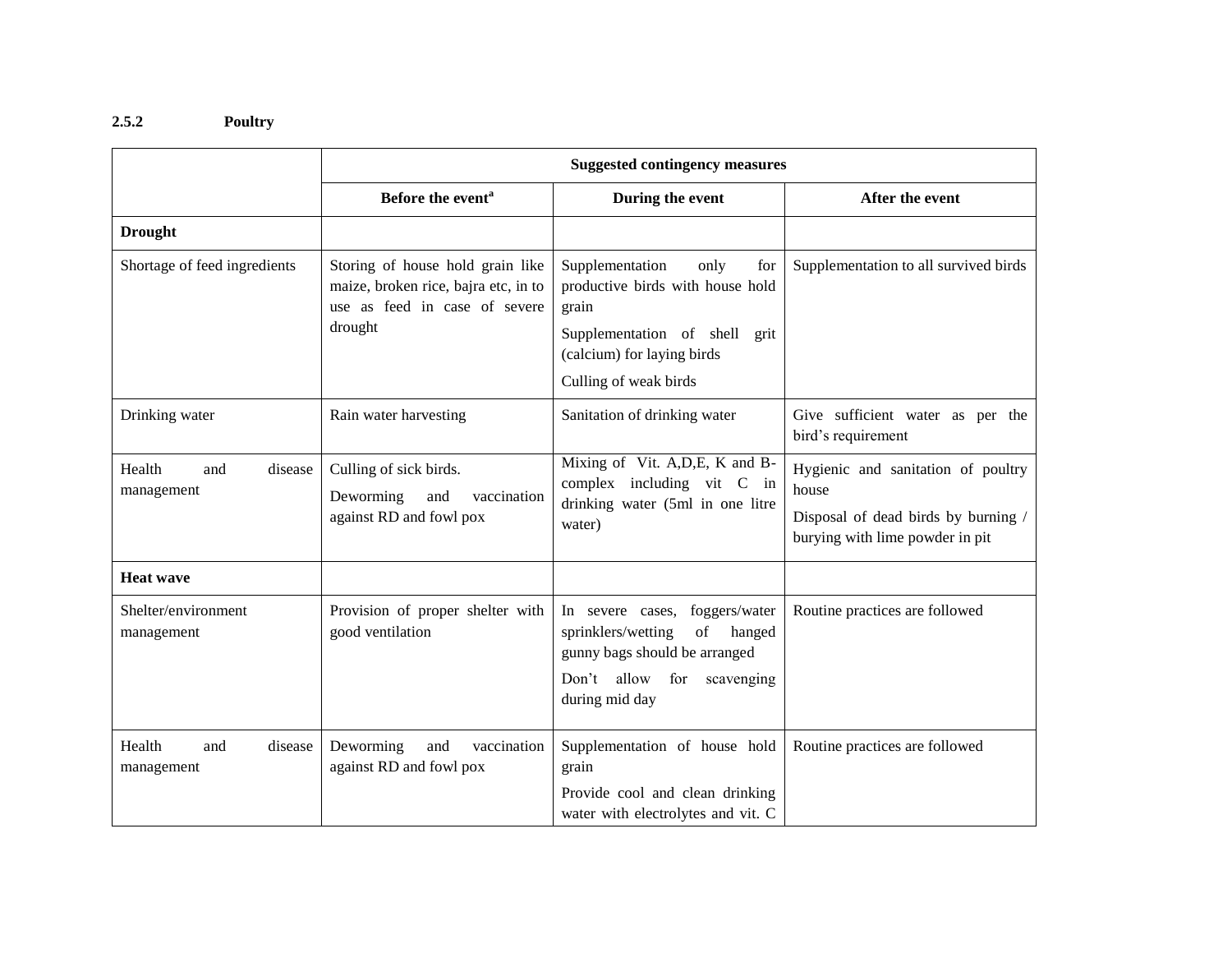### 2.5.2 Poultry

| | Suggested contingency measures | | |
|---|---|---|---|
| | Before the event[a] | During the event | After the event |
| **Drought** | | | |
| Shortage of feed ingredients | Storing of house hold grain like maize, broken rice, bajra etc, in to use as feed in case of severe drought | Supplementation only for productive birds with house hold grain<br>Supplementation of shell grit (calcium) for laying birds<br>Culling of weak birds | Supplementation to all survived birds |
| Drinking water | Rain water harvesting | Sanitation of drinking water | Give sufficient water as per the bird's requirement |
| Health and disease management | Culling of sick birds.<br>Deworming and vaccination against RD and fowl pox | Mixing of Vit. A,D,E, K and B-complex including vit C in drinking water (5ml in one litre water) | Hygienic and sanitation of poultry house<br>Disposal of dead birds by burning / burying with lime powder in pit |
| **Heat wave** | | | |
| Shelter/environment management | Provision of proper shelter with good ventilation | In severe cases, foggers/water sprinklers/wetting of hanged gunny bags should be arranged<br>Don't allow for scavenging during mid day | Routine practices are followed |
| Health and disease management | Deworming and vaccination against RD and fowl pox | Supplementation of house hold grain<br>Provide cool and clean drinking water with electrolytes and vit. C | Routine practices are followed |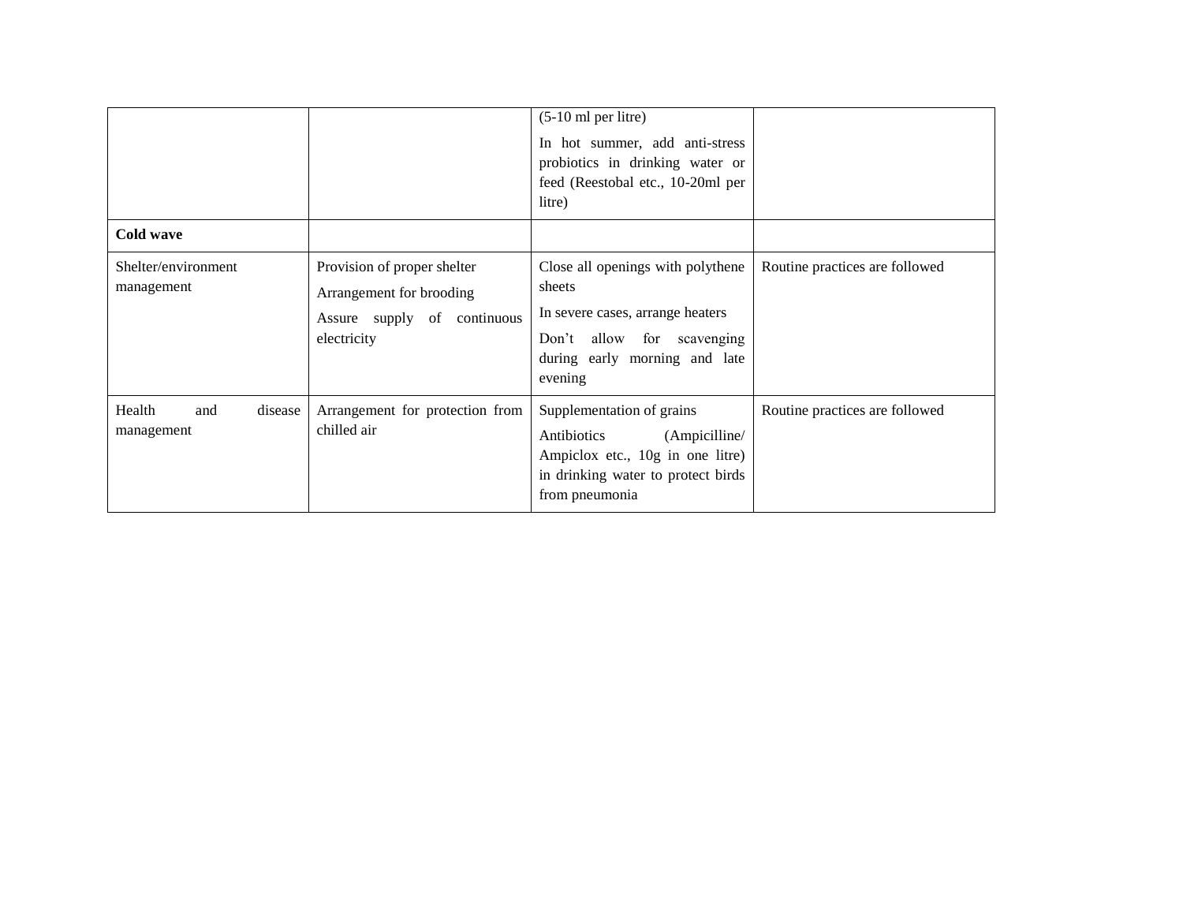| | | | |
|---|---|---|---|
| | | (5-10 ml per litre)<br>In hot summer, add anti-stress probiotics in drinking water or feed (Reestobal etc., 10-20ml per litre) | |
| **Cold wave** | | | |
| Shelter/environment management | Provision of proper shelter<br>Arrangement for brooding<br>Assure supply of continuous electricity | Close all openings with polythene sheets<br>In severe cases, arrange heaters<br>Don't allow for scavenging during early morning and late evening | Routine practices are followed |
| Health and disease management | Arrangement for protection from chilled air | Supplementation of grains<br>Antibiotics (Ampicilline/ Ampiclox etc., 10g in one litre) in drinking water to protect birds from pneumonia | Routine practices are followed |